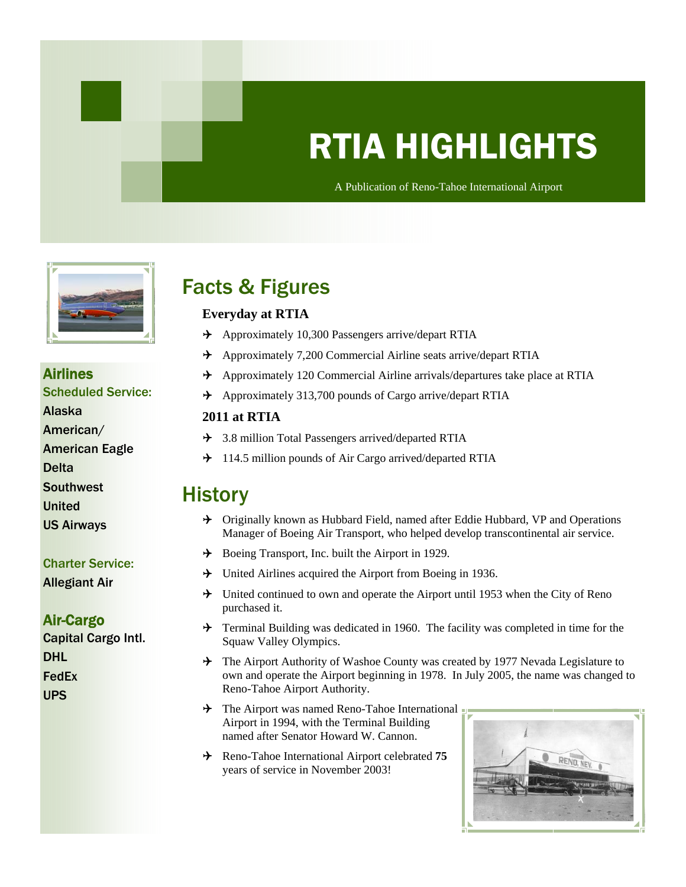# RTIA HIGHLIGHTS

A Publication of Reno-Tahoe International Airport

## Airlines

**Scheduled Service:**

- Alaska
- American/ American Eagle
- Delta
- Southwest
- United
- US Airways

**Charter Service:**

- Allegiant Air

## Air-Cargo

- Capital Cargo Intl.
- DHL
- FedEx
- UPS

## Facts & Figures

### Everyday at RTIA

- Approximately 10,300 Passengers arrive/depart RTIA
- Approximately 7,200 Commercial Airline seats arrive/depart RTIA
- Approximately 120 Commercial Airline arrivals/departures take place at RTIA
- Approximately 313,700 pounds of Cargo arrive/depart RTIA

### 2011 at RTIA

- 3.8 million Total Passengers arrived/departed RTIA
- 114.5 million pounds of Air Cargo arrived/departed RTIA

## History

- Originally known as Hubbard Field, named after Eddie Hubbard, VP and Operations Manager of Boeing Air Transport, who helped develop transcontinental air service.
- Boeing Transport, Inc. built the Airport in 1929.
- United Airlines acquired the Airport from Boeing in 1936.
- United continued to own and operate the Airport until 1953 when the City of Reno purchased it.
- Terminal Building was dedicated in 1960. The facility was completed in time for the Squaw Valley Olympics.
- The Airport Authority of Washoe County was created by 1977 Nevada Legislature to own and operate the Airport beginning in 1978. In July 2005, the name was changed to Reno-Tahoe Airport Authority.
- The Airport was named Reno-Tahoe International Airport in 1994, with the Terminal Building named after Senator Howard W. Cannon.
- Reno-Tahoe International Airport celebrated **75** years of service in November 2003!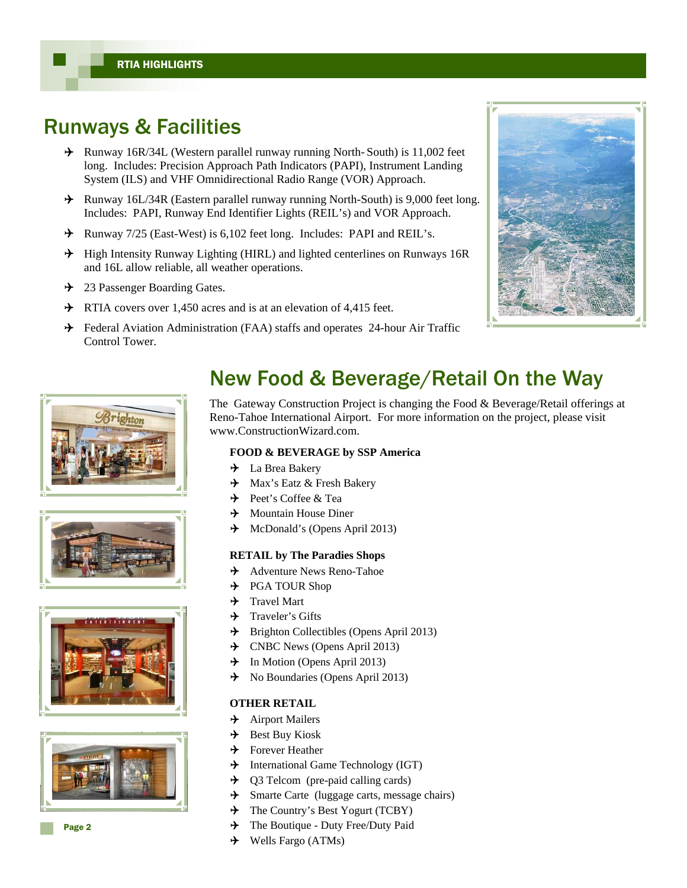## Runways & Facilities

- Runway 16R/34L (Western parallel runway running North- South) is 11,002 feet long. Includes: Precision Approach Path Indicators (PAPI), Instrument Landing System (ILS) and VHF Omnidirectional Radio Range (VOR) Approach.
- Runway 16L/34R (Eastern parallel runway running North-South) is 9,000 feet long. Includes: PAPI, Runway End Identifier Lights (REIL's) and VOR Approach.
- Runway 7/25 (East-West) is 6,102 feet long. Includes: PAPI and REIL's.
- High Intensity Runway Lighting (HIRL) and lighted centerlines on Runways 16R and 16L allow reliable, all weather operations.
- 23 Passenger Boarding Gates.
- RTIA covers over 1,450 acres and is at an elevation of 4,415 feet.
- Federal Aviation Administration (FAA) staffs and operates 24-hour Air Traffic Control Tower.

## New Food & Beverage/Retail On the Way

The Gateway Construction Project is changing the Food & Beverage/Retail offerings at Reno-Tahoe International Airport. For more information on the project, please visit www.ConstructionWizard.com.

**FOOD & BEVERAGE by SSP America**

- La Brea Bakery
- Max's Eatz & Fresh Bakery
- Peet's Coffee & Tea
- Mountain House Diner
- McDonald's (Opens April 2013)

**RETAIL by The Paradies Shops**

- Adventure News Reno-Tahoe
- PGA TOUR Shop
- Travel Mart
- Traveler's Gifts
- Brighton Collectibles (Opens April 2013)
- CNBC News (Opens April 2013)
- In Motion (Opens April 2013)
- No Boundaries (Opens April 2013)

**OTHER RETAIL**

- Airport Mailers
- Best Buy Kiosk
- Forever Heather
- International Game Technology (IGT)
- Q3 Telcom (pre-paid calling cards)
- Smarte Carte (luggage carts, message chairs)
- The Country's Best Yogurt (TCBY)
- The Boutique - Duty Free/Duty Paid
- Wells Fargo (ATMs)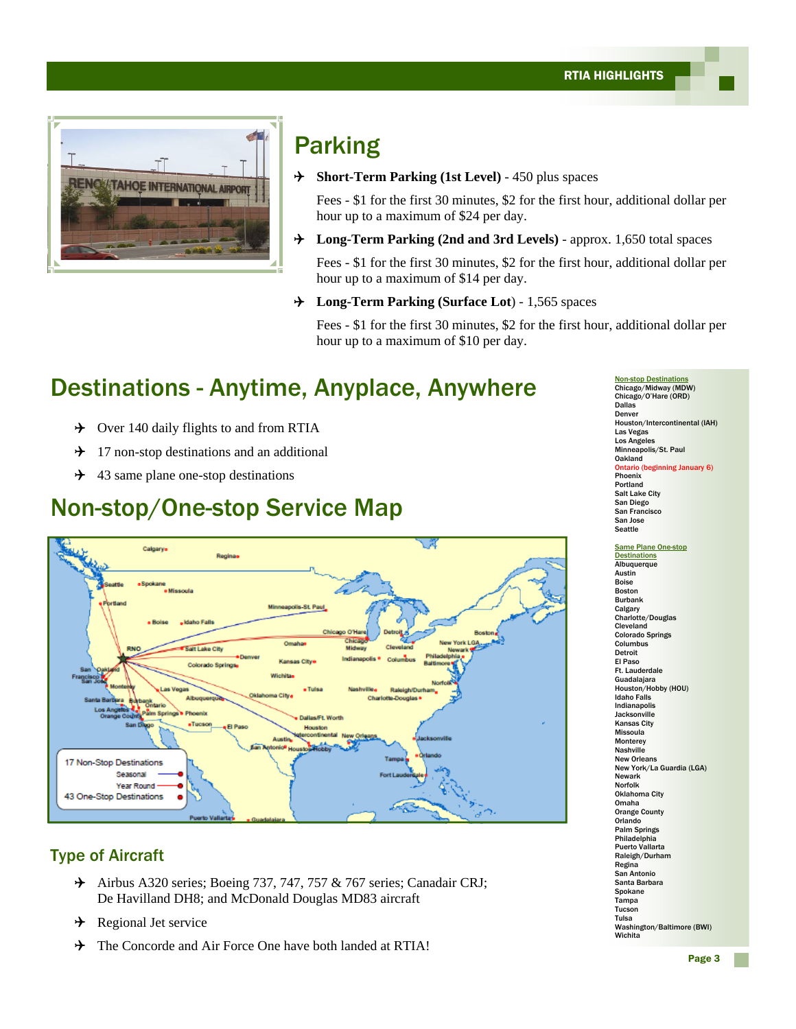## Parking

- **Short-Term Parking (1st Level)** - 450 plus spaces

  Fees - $1 for the first 30 minutes, $2 for the first hour, additional dollar per hour up to a maximum of $24 per day.

- **Long-Term Parking (2nd and 3rd Levels)** - approx. 1,650 total spaces

  Fees - $1 for the first 30 minutes, $2 for the first hour, additional dollar per hour up to a maximum of $14 per day.

- **Long-Term Parking (Surface Lot**) - 1,565 spaces

  Fees - $1 for the first 30 minutes, $2 for the first hour, additional dollar per hour up to a maximum of $10 per day.

## Destinations - Anytime, Anyplace, Anywhere

- Over 140 daily flights to and from RTIA
- 17 non-stop destinations and an additional
- 43 same plane one-stop destinations

## Non-stop/One-stop Service Map

17 Non-Stop Destinations
Seasonal
Year Round
43 One-Stop Destinations

### Type of Aircraft

- Airbus A320 series; Boeing 737, 747, 757 & 767 series; Canadair CRJ; De Havilland DH8; and McDonald Douglas MD83 aircraft
- Regional Jet service
- The Concorde and Air Force One have both landed at RTIA!

**Non-stop Destinations**

Chicago/Midway (MDW)
Chicago/O'Hare (ORD)
Dallas
Denver
Houston/Intercontinental (IAH)
Las Vegas
Los Angeles
Minneapolis/St. Paul
Oakland
Ontario (beginning January 6)
Phoenix
Portland
Salt Lake City
San Diego
San Francisco
San Jose
Seattle

**Same Plane One-stop Destinations**

Albuquerque
Austin
Boise
Boston
Burbank
Calgary
Charlotte/Douglas
Cleveland
Colorado Springs
Columbus
Detroit
El Paso
Ft. Lauderdale
Guadalajara
Houston/Hobby (HOU)
Idaho Falls
Indianapolis
Jacksonville
Kansas City
Missoula
Monterey
Nashville
New Orleans
New York/La Guardia (LGA)
Newark
Norfolk
Oklahoma City
Omaha
Orange County
Orlando
Palm Springs
Philadelphia
Puerto Vallarta
Raleigh/Durham
Regina
San Antonio
Santa Barbara
Spokane
Tampa
Tucson
Tulsa
Washington/Baltimore (BWI)
Wichita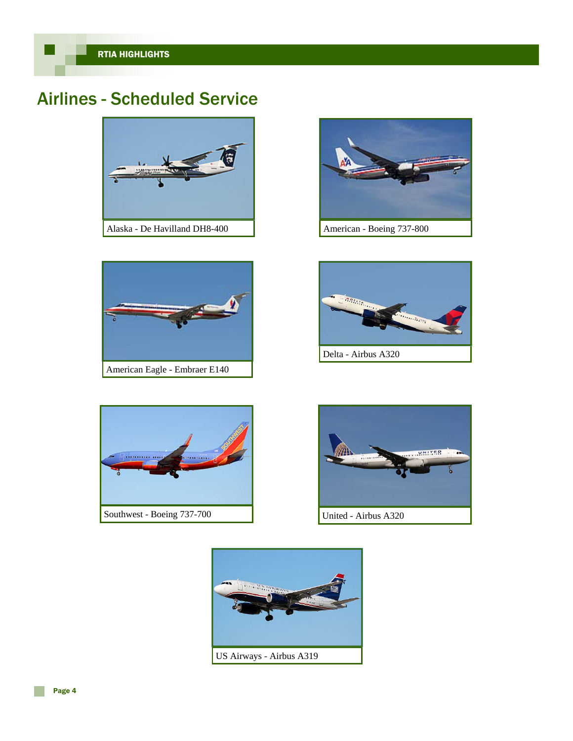## Airlines - Scheduled Service

Alaska - De Havilland DH8-400

American - Boeing 737-800

American Eagle - Embraer E140

Delta - Airbus A320

Southwest - Boeing 737-700

United - Airbus A320

US Airways - Airbus A319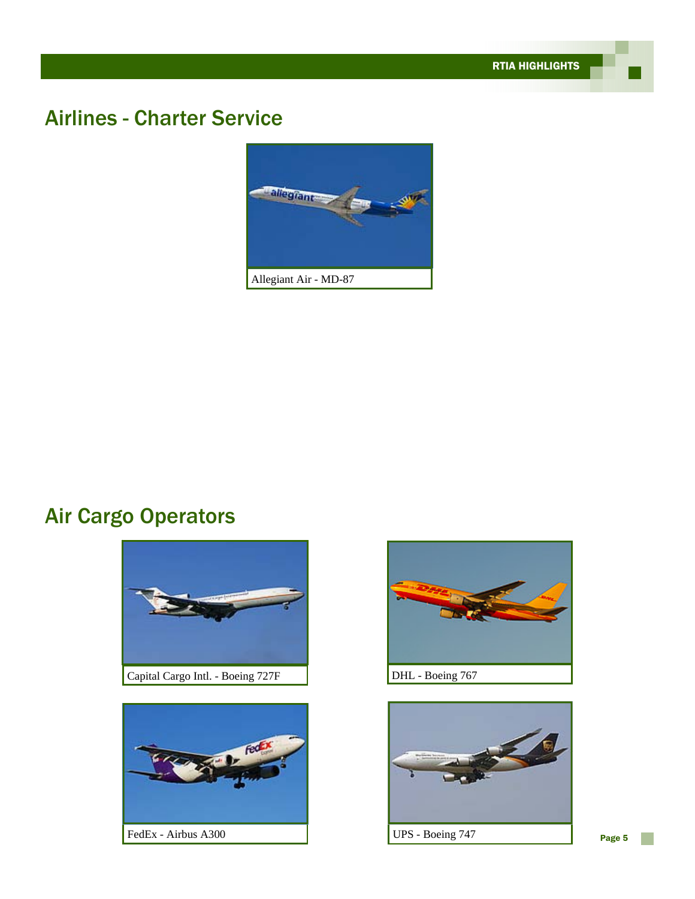## Airlines - Charter Service

Allegiant Air - MD-87

## Air Cargo Operators

Capital Cargo Intl. - Boeing 727F

DHL - Boeing 767

FedEx - Airbus A300

UPS - Boeing 747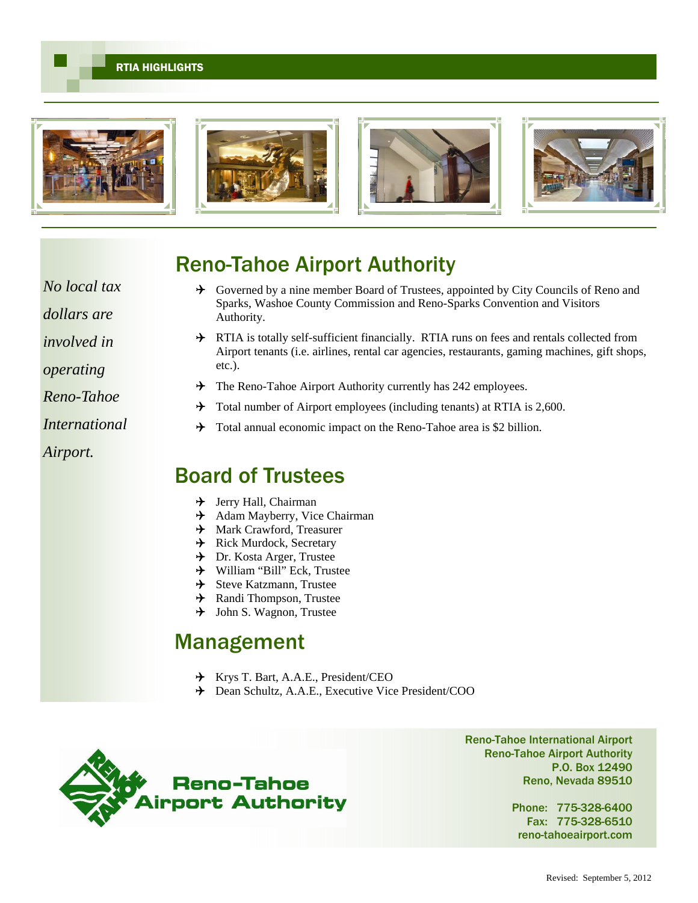RTIA HIGHLIGHTS

*No local tax dollars are involved in operating Reno-Tahoe International Airport.*

## Reno-Tahoe Airport Authority

- Governed by a nine member Board of Trustees, appointed by City Councils of Reno and Sparks, Washoe County Commission and Reno-Sparks Convention and Visitors Authority.
- RTIA is totally self-sufficient financially. RTIA runs on fees and rentals collected from Airport tenants (i.e. airlines, rental car agencies, restaurants, gaming machines, gift shops, etc.).
- The Reno-Tahoe Airport Authority currently has 242 employees.
- Total number of Airport employees (including tenants) at RTIA is 2,600.
- Total annual economic impact on the Reno-Tahoe area is $2 billion.

## Board of Trustees

- Jerry Hall, Chairman
- Adam Mayberry, Vice Chairman
- Mark Crawford, Treasurer
- Rick Murdock, Secretary
- Dr. Kosta Arger, Trustee
- William "Bill" Eck, Trustee
- Steve Katzmann, Trustee
- Randi Thompson, Trustee
- John S. Wagnon, Trustee

## Management

- Krys T. Bart, A.A.E., President/CEO
- Dean Schultz, A.A.E., Executive Vice President/COO

Reno-Tahoe Airport Authority

Reno-Tahoe International Airport
Reno-Tahoe Airport Authority
P.O. Box 12490
Reno, Nevada 89510

Phone: 775-328-6400
Fax: 775-328-6510
reno-tahoeairport.com

Revised: September 5, 2012